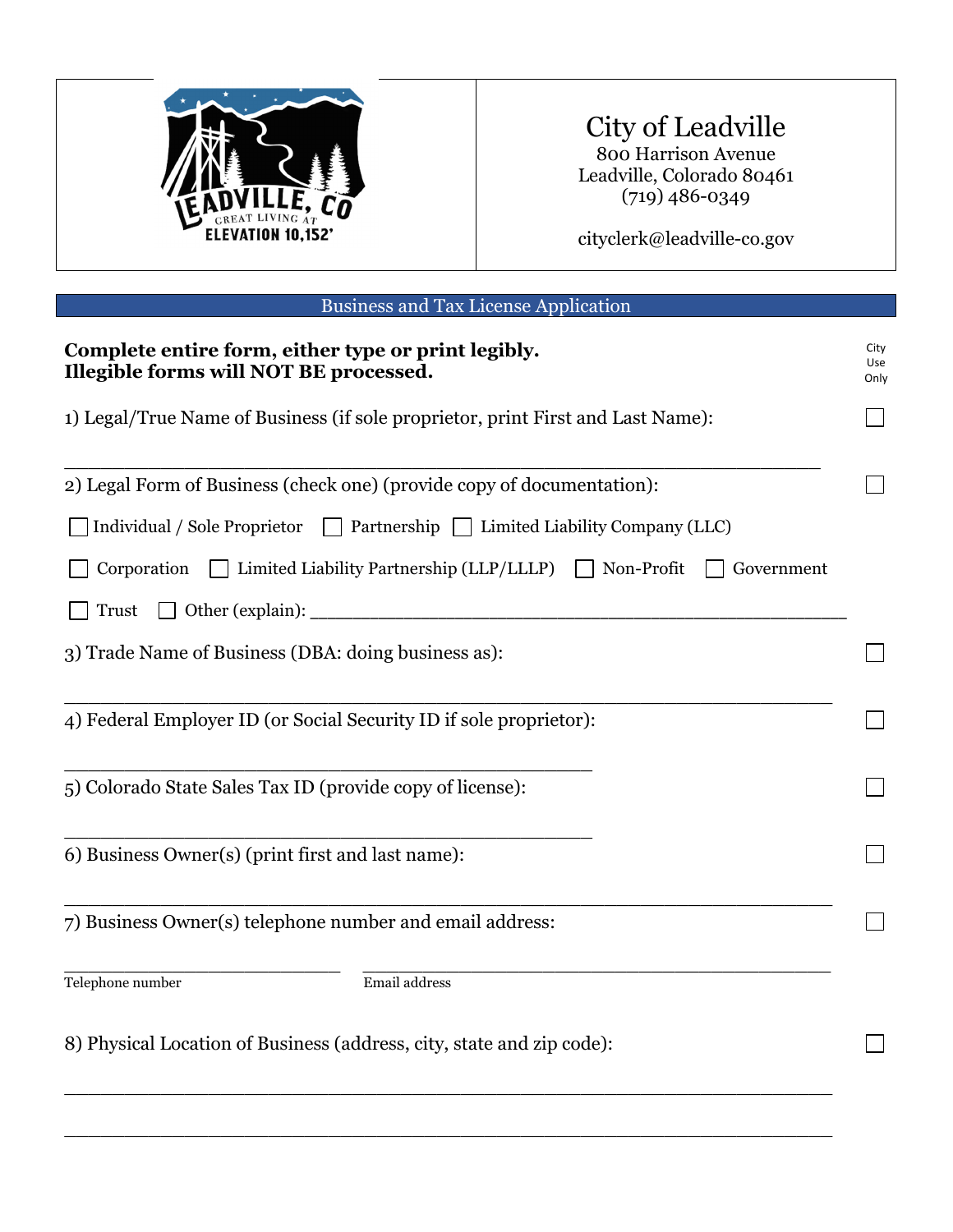# City of Leadville

800 Harrison Avenue
Leadville, Colorado 80461
(719) 486-0349

cityclerk@leadville-co.gov

## Business and Tax License Application

**Complete entire form, either type or print legibly.**
**Illegible forms will NOT BE processed.**

City Use Only

1) Legal/True Name of Business (if sole proprietor, print First and Last Name): ☐

______________________________________________________________

2) Legal Form of Business (check one) (provide copy of documentation): ☐

☐ Individual / Sole Proprietor ☐ Partnership ☐ Limited Liability Company (LLC)

☐ Corporation ☐ Limited Liability Partnership (LLP/LLLP) ☐ Non-Profit ☐ Government

☐ Trust ☐ Other (explain): ____________________________________________

3) Trade Name of Business (DBA: doing business as): ☐

______________________________________________________________

4) Federal Employer ID (or Social Security ID if sole proprietor): ☐

____________________________________________

5) Colorado State Sales Tax ID (provide copy of license): ☐

____________________________________________

6) Business Owner(s) (print first and last name): ☐

______________________________________________________________

7) Business Owner(s) telephone number and email address: ☐

______________________ ____________________________________
Telephone number Email address

8) Physical Location of Business (address, city, state and zip code): ☐

______________________________________________________________

______________________________________________________________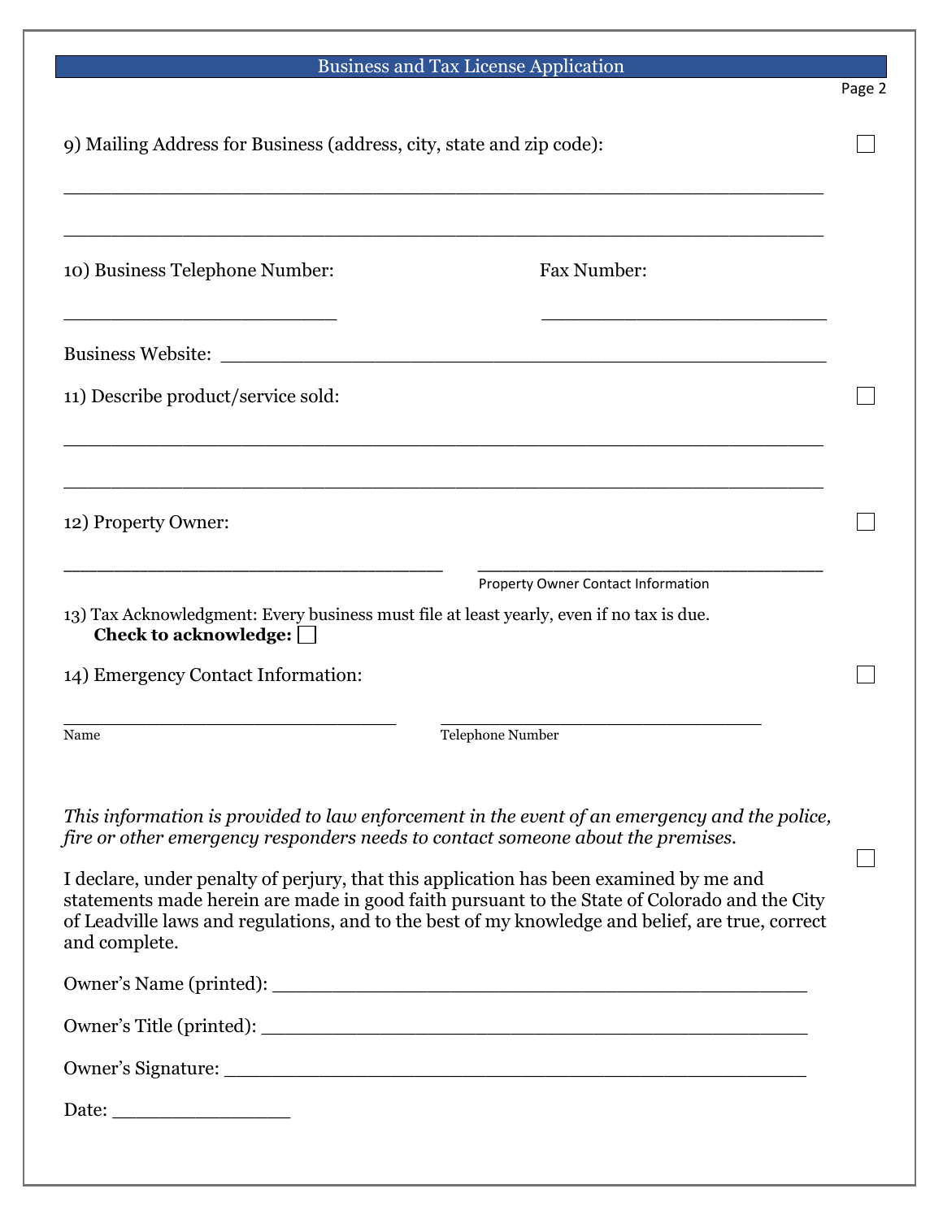## Business and Tax License Application

9) Mailing Address for Business (address, city, state and zip code): ☐

\_\_\_\_\_\_\_\_\_\_\_\_\_\_\_\_\_\_\_\_\_\_\_\_\_\_\_\_\_\_\_\_\_\_\_\_\_\_\_\_\_\_\_\_\_\_\_\_\_\_\_\_\_\_\_\_\_\_\_\_

\_\_\_\_\_\_\_\_\_\_\_\_\_\_\_\_\_\_\_\_\_\_\_\_\_\_\_\_\_\_\_\_\_\_\_\_\_\_\_\_\_\_\_\_\_\_\_\_\_\_\_\_\_\_\_\_\_\_\_\_

10) Business Telephone Number: \_\_\_\_\_\_\_\_\_\_\_\_\_\_\_\_\_\_\_\_\_\_ Fax Number: \_\_\_\_\_\_\_\_\_\_\_\_\_\_\_\_\_\_\_\_\_\_

Business Website: \_\_\_\_\_\_\_\_\_\_\_\_\_\_\_\_\_\_\_\_\_\_\_\_\_\_\_\_\_\_\_\_\_\_\_\_\_\_\_\_\_\_\_\_\_\_

11) Describe product/service sold: ☐

\_\_\_\_\_\_\_\_\_\_\_\_\_\_\_\_\_\_\_\_\_\_\_\_\_\_\_\_\_\_\_\_\_\_\_\_\_\_\_\_\_\_\_\_\_\_\_\_\_\_\_\_\_\_\_\_\_\_\_\_

\_\_\_\_\_\_\_\_\_\_\_\_\_\_\_\_\_\_\_\_\_\_\_\_\_\_\_\_\_\_\_\_\_\_\_\_\_\_\_\_\_\_\_\_\_\_\_\_\_\_\_\_\_\_\_\_\_\_\_\_

12) Property Owner: ☐

\_\_\_\_\_\_\_\_\_\_\_\_\_\_\_\_\_\_\_\_\_\_\_\_\_\_\_\_\_\_ \_\_\_\_\_\_\_\_\_\_\_\_\_\_\_\_\_\_\_\_\_\_\_\_\_\_\_\_\_\_
Property Owner Contact Information

13) Tax Acknowledgment: Every business must file at least yearly, even if no tax is due.
**Check to acknowledge:** ☐

14) Emergency Contact Information: ☐

\_\_\_\_\_\_\_\_\_\_\_\_\_\_\_\_\_\_\_\_\_\_\_\_\_\_ \_\_\_\_\_\_\_\_\_\_\_\_\_\_\_\_\_\_\_\_\_\_\_\_\_\_
Name Telephone Number

*This information is provided to law enforcement in the event of an emergency and the police, fire or other emergency responders needs to contact someone about the premises.*

☐

I declare, under penalty of perjury, that this application has been examined by me and statements made herein are made in good faith pursuant to the State of Colorado and the City of Leadville laws and regulations, and to the best of my knowledge and belief, are true, correct and complete.

Owner's Name (printed): \_\_\_\_\_\_\_\_\_\_\_\_\_\_\_\_\_\_\_\_\_\_\_\_\_\_\_\_\_\_\_\_\_\_\_\_\_\_\_\_\_\_

Owner's Title (printed): \_\_\_\_\_\_\_\_\_\_\_\_\_\_\_\_\_\_\_\_\_\_\_\_\_\_\_\_\_\_\_\_\_\_\_\_\_\_\_\_\_\_

Owner's Signature: \_\_\_\_\_\_\_\_\_\_\_\_\_\_\_\_\_\_\_\_\_\_\_\_\_\_\_\_\_\_\_\_\_\_\_\_\_\_\_\_\_\_\_\_\_

Date: \_\_\_\_\_\_\_\_\_\_\_\_\_\_